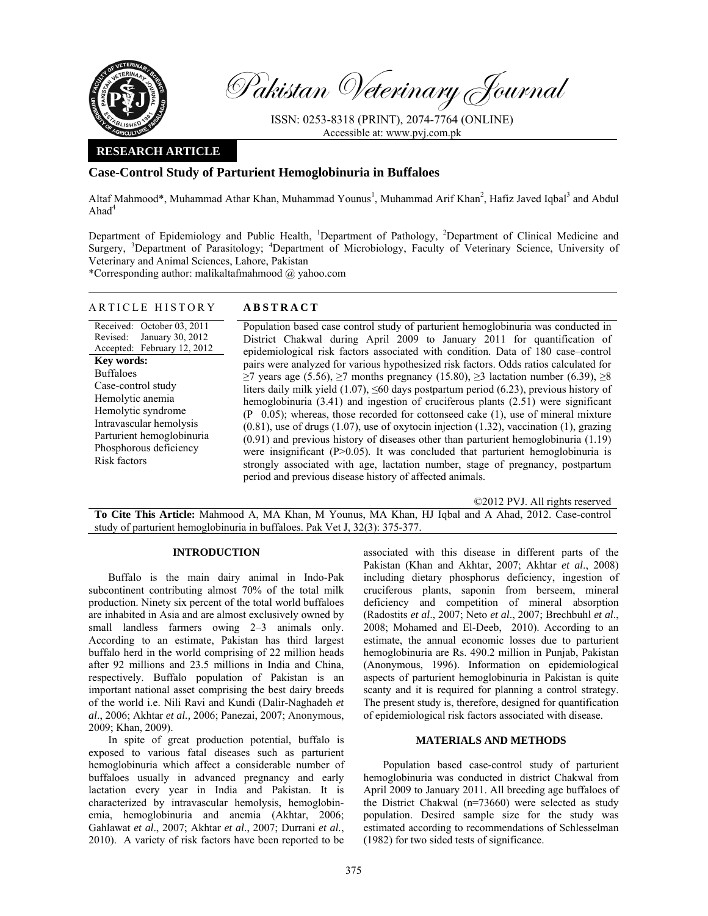# Case-Control Study of Parturient Hemoglobinuria in Buffaloes

Altaf Mahmood*, Muhammad Athar Khan, Muhammad Younus[1], Muhammad Arif Khan[2], Hafiz Javed Iqbal[3] and Abdul Ahad[4]

Department of Epidemiology and Public Health, [1]Department of Pathology, [2]Department of Clinical Medicine and Surgery, [3]Department of Parasitology; [4]Department of Microbiology, Faculty of Veterinary Science, University of Veterinary and Animal Sciences, Lahore, Pakistan

*Corresponding author: malikaltafmahmood @ yahoo.com

## ARTICLE HISTORY

Received: October 03, 2011
Revised: January 30, 2012
Accepted: February 12, 2012

**Key words:**
Buffaloes
Case-control study
Hemolytic anemia
Hemolytic syndrome
Intravascular hemolysis
Parturient hemoglobinuria
Phosphorous deficiency
Risk factors

## ABSTRACT

Population based case control study of parturient hemoglobinuria was conducted in District Chakwal during April 2009 to January 2011 for quantification of epidemiological risk factors associated with condition. Data of 180 case–control pairs were analyzed for various hypothesized risk factors. Odds ratios calculated for ≥7 years age (5.56), ≥7 months pregnancy (15.80), ≥3 lactation number (6.39), ≥8 liters daily milk yield (1.07), ≤60 days postpartum period (6.23), previous history of hemoglobinuria (3.41) and ingestion of cruciferous plants (2.51) were significant (P 0.05); whereas, those recorded for cottonseed cake (1), use of mineral mixture (0.81), use of drugs (1.07), use of oxytocin injection (1.32), vaccination (1), grazing (0.91) and previous history of diseases other than parturient hemoglobinuria (1.19) were insignificant (P>0.05). It was concluded that parturient hemoglobinuria is strongly associated with age, lactation number, stage of pregnancy, postpartum period and previous disease history of affected animals.

©2012 PVJ. All rights reserved

**To Cite This Article:** Mahmood A, MA Khan, M Younus, MA Khan, HJ Iqbal and A Ahad, 2012. Case-control study of parturient hemoglobinuria in buffaloes. Pak Vet J, 32(3): 375-377.

## INTRODUCTION

Buffalo is the main dairy animal in Indo-Pak subcontinent contributing almost 70% of the total milk production. Ninety six percent of the total world buffaloes are inhabited in Asia and are almost exclusively owned by small landless farmers owing 2–3 animals only. According to an estimate, Pakistan has third largest buffalo herd in the world comprising of 22 million heads after 92 millions and 23.5 millions in India and China, respectively. Buffalo population of Pakistan is an important national asset comprising the best dairy breeds of the world i.e. Nili Ravi and Kundi (Dalir-Naghadeh *et al*., 2006; Akhtar *et al.,* 2006; Panezai, 2007; Anonymous, 2009; Khan, 2009).

In spite of great production potential, buffalo is exposed to various fatal diseases such as parturient hemoglobinuria which affect a considerable number of buffaloes usually in advanced pregnancy and early lactation every year in India and Pakistan. It is characterized by intravascular hemolysis, hemoglobinemia, hemoglobinuria and anemia (Akhtar, 2006; Gahlawat *et al*., 2007; Akhtar *et al*., 2007; Durrani *et al.*, 2010). A variety of risk factors have been reported to be associated with this disease in different parts of the Pakistan (Khan and Akhtar, 2007; Akhtar *et al*., 2008) including dietary phosphorus deficiency, ingestion of cruciferous plants, saponin from berseem, mineral deficiency and competition of mineral absorption (Radostits *et al*., 2007; Neto *et al*., 2007; Brechbuhl *et al*., 2008; Mohamed and El-Deeb, 2010). According to an estimate, the annual economic losses due to parturient hemoglobinuria are Rs. 490.2 million in Punjab, Pakistan (Anonymous, 1996). Information on epidemiological aspects of parturient hemoglobinuria in Pakistan is quite scanty and it is required for planning a control strategy. The present study is, therefore, designed for quantification of epidemiological risk factors associated with disease.

## MATERIALS AND METHODS

Population based case-control study of parturient hemoglobinuria was conducted in district Chakwal from April 2009 to January 2011. All breeding age buffaloes of the District Chakwal (n=73660) were selected as study population. Desired sample size for the study was estimated according to recommendations of Schlesselman (1982) for two sided tests of significance.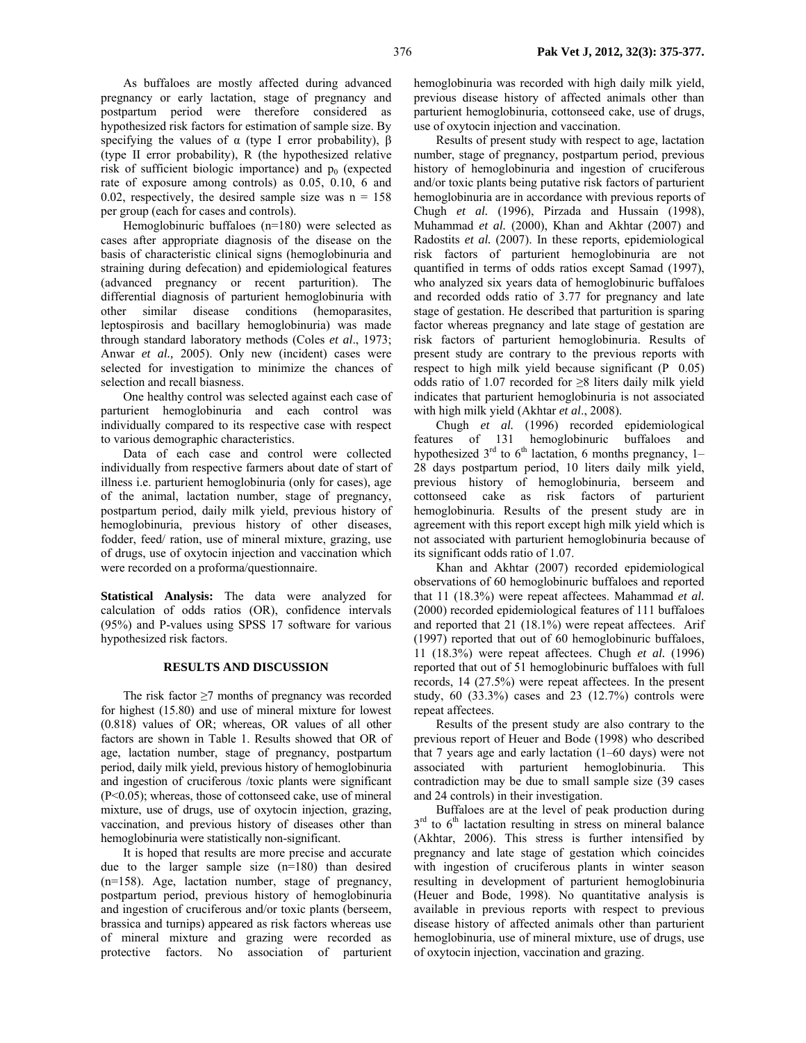As buffaloes are mostly affected during advanced pregnancy or early lactation, stage of pregnancy and postpartum period were therefore considered as hypothesized risk factors for estimation of sample size. By specifying the values of $\alpha$ (type I error probability), $\beta$ (type II error probability), R (the hypothesized relative risk of sufficient biologic importance) and $p_0$ (expected rate of exposure among controls) as 0.05, 0.10, 6 and 0.02, respectively, the desired sample size was n = 158 per group (each for cases and controls).

Hemoglobinuric buffaloes (n=180) were selected as cases after appropriate diagnosis of the disease on the basis of characteristic clinical signs (hemoglobinuria and straining during defecation) and epidemiological features (advanced pregnancy or recent parturition). The differential diagnosis of parturient hemoglobinuria with other similar disease conditions (hemoparasites, leptospirosis and bacillary hemoglobinuria) was made through standard laboratory methods (Coles *et al*., 1973; Anwar *et al.,* 2005). Only new (incident) cases were selected for investigation to minimize the chances of selection and recall biasness.

One healthy control was selected against each case of parturient hemoglobinuria and each control was individually compared to its respective case with respect to various demographic characteristics.

Data of each case and control were collected individually from respective farmers about date of start of illness i.e. parturient hemoglobinuria (only for cases), age of the animal, lactation number, stage of pregnancy, postpartum period, daily milk yield, previous history of hemoglobinuria, previous history of other diseases, fodder, feed/ ration, use of mineral mixture, grazing, use of drugs, use of oxytocin injection and vaccination which were recorded on a proforma/questionnaire.

**Statistical Analysis:** The data were analyzed for calculation of odds ratios (OR), confidence intervals (95%) and P-values using SPSS 17 software for various hypothesized risk factors.

## RESULTS AND DISCUSSION

The risk factor ≥7 months of pregnancy was recorded for highest (15.80) and use of mineral mixture for lowest (0.818) values of OR; whereas, OR values of all other factors are shown in Table 1. Results showed that OR of age, lactation number, stage of pregnancy, postpartum period, daily milk yield, previous history of hemoglobinuria and ingestion of cruciferous /toxic plants were significant ($P<0.05$); whereas, those of cottonseed cake, use of mineral mixture, use of drugs, use of oxytocin injection, grazing, vaccination, and previous history of diseases other than hemoglobinuria were statistically non-significant.

It is hoped that results are more precise and accurate due to the larger sample size (n=180) than desired (n=158). Age, lactation number, stage of pregnancy, postpartum period, previous history of hemoglobinuria and ingestion of cruciferous and/or toxic plants (berseem, brassica and turnips) appeared as risk factors whereas use of mineral mixture and grazing were recorded as protective factors. No association of parturient hemoglobinuria was recorded with high daily milk yield, previous disease history of affected animals other than parturient hemoglobinuria, cottonseed cake, use of drugs, use of oxytocin injection and vaccination.

Results of present study with respect to age, lactation number, stage of pregnancy, postpartum period, previous history of hemoglobinuria and ingestion of cruciferous and/or toxic plants being putative risk factors of parturient hemoglobinuria are in accordance with previous reports of Chugh *et al.* (1996), Pirzada and Hussain (1998), Muhammad *et al.* (2000), Khan and Akhtar (2007) and Radostits *et al.* (2007). In these reports, epidemiological risk factors of parturient hemoglobinuria are not quantified in terms of odds ratios except Samad (1997), who analyzed six years data of hemoglobinuric buffaloes and recorded odds ratio of 3.77 for pregnancy and late stage of gestation. He described that parturition is sparing factor whereas pregnancy and late stage of gestation are risk factors of parturient hemoglobinuria. Results of present study are contrary to the previous reports with respect to high milk yield because significant (P 0.05) odds ratio of 1.07 recorded for ≥8 liters daily milk yield indicates that parturient hemoglobinuria is not associated with high milk yield (Akhtar *et al*., 2008).

Chugh *et al.* (1996) recorded epidemiological features of 131 hemoglobinuric buffaloes and hypothesized 3[rd] to 6[th] lactation, 6 months pregnancy, 1–28 days postpartum period, 10 liters daily milk yield, previous history of hemoglobinuria, berseem and cottonseed cake as risk factors of parturient hemoglobinuria. Results of the present study are in agreement with this report except high milk yield which is not associated with parturient hemoglobinuria because of its significant odds ratio of 1.07.

Khan and Akhtar (2007) recorded epidemiological observations of 60 hemoglobinuric buffaloes and reported that 11 (18.3%) were repeat affectees. Mahammad *et al.* (2000) recorded epidemiological features of 111 buffaloes and reported that 21 (18.1%) were repeat affectees. Arif (1997) reported that out of 60 hemoglobinuric buffaloes, 11 (18.3%) were repeat affectees. Chugh *et al.* (1996) reported that out of 51 hemoglobinuric buffaloes with full records, 14 (27.5%) were repeat affectees. In the present study, 60 (33.3%) cases and 23 (12.7%) controls were repeat affectees.

Results of the present study are also contrary to the previous report of Heuer and Bode (1998) who described that 7 years age and early lactation (1–60 days) were not associated with parturient hemoglobinuria. This contradiction may be due to small sample size (39 cases and 24 controls) in their investigation.

Buffaloes are at the level of peak production during 3[rd] to 6[th] lactation resulting in stress on mineral balance (Akhtar, 2006). This stress is further intensified by pregnancy and late stage of gestation which coincides with ingestion of cruciferous plants in winter season resulting in development of parturient hemoglobinuria (Heuer and Bode, 1998). No quantitative analysis is available in previous reports with respect to previous disease history of affected animals other than parturient hemoglobinuria, use of mineral mixture, use of drugs, use of oxytocin injection, vaccination and grazing.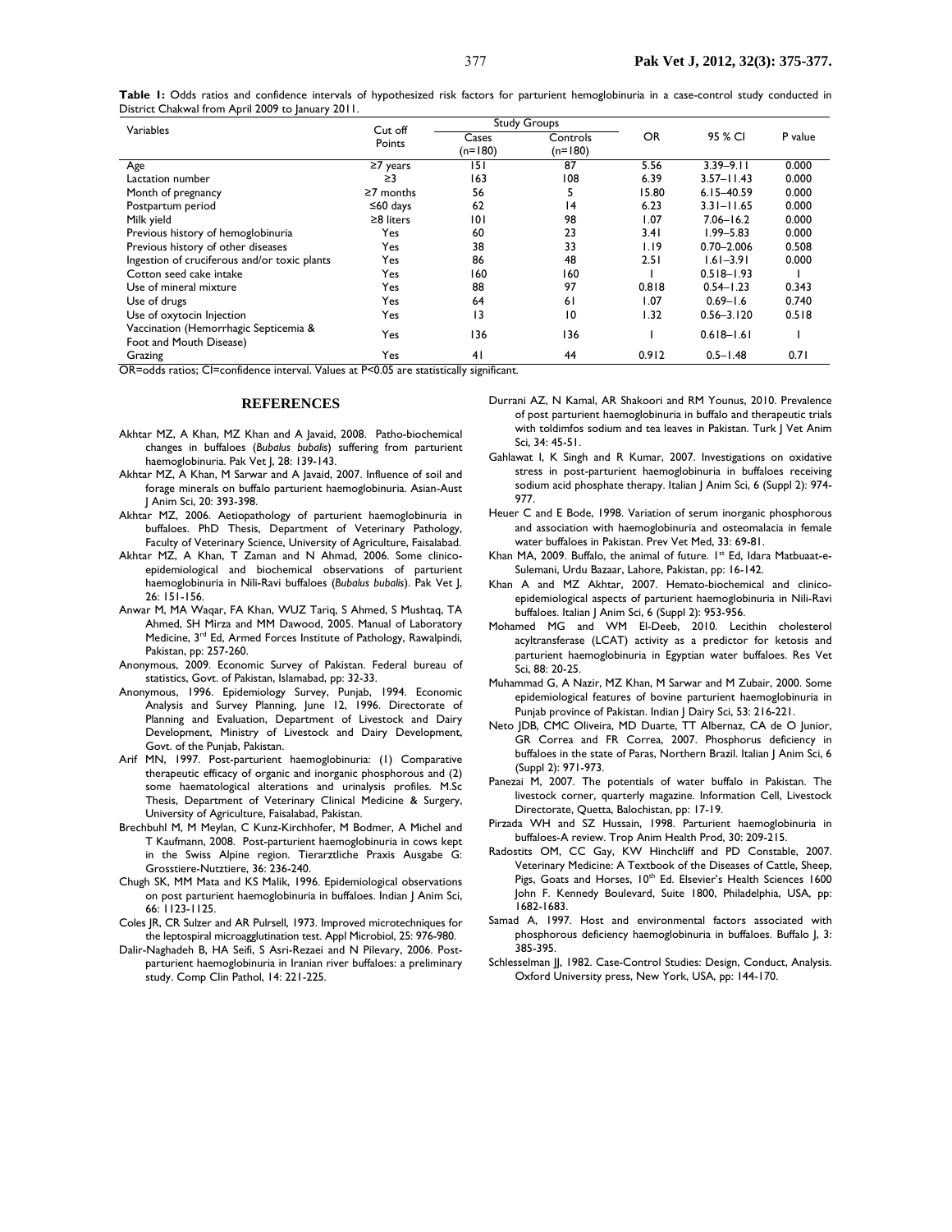**Table 1:** Odds ratios and confidence intervals of hypothesized risk factors for parturient hemoglobinuria in a case-control study conducted in District Chakwal from April 2009 to January 2011.

| Variables | Cut off Points | Study Groups | | OR | 95 % CI | P value |
|---|---|---|---|---|---|---|
| | | Cases (n=180) | Controls (n=180) | | | |
| Age | ≥7 years | 151 | 87 | 5.56 | 3.39–9.11 | 0.000 |
| Lactation number | ≥3 | 163 | 108 | 6.39 | 3.57–11.43 | 0.000 |
| Month of pregnancy | ≥7 months | 56 | 5 | 15.80 | 6.15–40.59 | 0.000 |
| Postpartum period | ≤60 days | 62 | 14 | 6.23 | 3.31–11.65 | 0.000 |
| Milk yield | ≥8 liters | 101 | 98 | 1.07 | 7.06–16.2 | 0.000 |
| Previous history of hemoglobinuria | Yes | 60 | 23 | 3.41 | 1.99–5.83 | 0.000 |
| Previous history of other diseases | Yes | 38 | 33 | 1.19 | 0.70–2.006 | 0.508 |
| Ingestion of cruciferous and/or toxic plants | Yes | 86 | 48 | 2.51 | 1.61–3.91 | 0.000 |
| Cotton seed cake intake | Yes | 160 | 160 | 1 | 0.518–1.93 | 1 |
| Use of mineral mixture | Yes | 88 | 97 | 0.818 | 0.54–1.23 | 0.343 |
| Use of drugs | Yes | 64 | 61 | 1.07 | 0.69–1.6 | 0.740 |
| Use of oxytocin Injection | Yes | 13 | 10 | 1.32 | 0.56–3.120 | 0.518 |
| Vaccination (Hemorrhagic Septicemia & Foot and Mouth Disease) | Yes | 136 | 136 | 1 | 0.618–1.61 | 1 |
| Grazing | Yes | 41 | 44 | 0.912 | 0.5–1.48 | 0.71 |

OR=odds ratios; CI=confidence interval. Values at P<0.05 are statistically significant.

## REFERENCES

Akhtar MZ, A Khan, MZ Khan and A Javaid, 2008. Patho-biochemical changes in buffaloes (*Bubalus bubalis*) suffering from parturient haemoglobinuria. Pak Vet J, 28: 139-143.

Akhtar MZ, A Khan, M Sarwar and A Javaid, 2007. Influence of soil and forage minerals on buffalo parturient haemoglobinuria. Asian-Aust J Anim Sci, 20: 393-398.

Akhtar MZ, 2006. Aetiopathology of parturient haemoglobinuria in buffaloes. PhD Thesis, Department of Veterinary Pathology, Faculty of Veterinary Science, University of Agriculture, Faisalabad.

Akhtar MZ, A Khan, T Zaman and N Ahmad, 2006. Some clinico-epidemiological and biochemical observations of parturient haemoglobinuria in Nili-Ravi buffaloes (*Bubalus bubalis*). Pak Vet J, 26: 151-156.

Anwar M, MA Waqar, FA Khan, WUZ Tariq, S Ahmed, S Mushtaq, TA Ahmed, SH Mirza and MM Dawood, 2005. Manual of Laboratory Medicine, 3rd Ed, Armed Forces Institute of Pathology, Rawalpindi, Pakistan, pp: 257-260.

Anonymous, 2009. Economic Survey of Pakistan. Federal bureau of statistics, Govt. of Pakistan, Islamabad, pp: 32-33.

Anonymous, 1996. Epidemiology Survey, Punjab, 1994. Economic Analysis and Survey Planning, June 12, 1996. Directorate of Planning and Evaluation, Department of Livestock and Dairy Development, Ministry of Livestock and Dairy Development, Govt. of the Punjab, Pakistan.

Arif MN, 1997. Post-parturient haemoglobinuria: (1) Comparative therapeutic efficacy of organic and inorganic phosphorous and (2) some haematological alterations and urinalysis profiles. M.Sc Thesis, Department of Veterinary Clinical Medicine & Surgery, University of Agriculture, Faisalabad, Pakistan.

Brechbuhl M, M Meylan, C Kunz-Kirchhofer, M Bodmer, A Michel and T Kaufmann, 2008. Post-parturient haemoglobinuria in cows kept in the Swiss Alpine region. Tierarztliche Praxis Ausgabe G: Grosstiere-Nutztiere, 36: 236-240.

Chugh SK, MM Mata and KS Malik, 1996. Epidemiological observations on post parturient haemoglobinuria in buffaloes. Indian J Anim Sci, 66: 1123-1125.

Coles JR, CR Sulzer and AR Pulrsell, 1973. Improved microtechniques for the leptospiral microagglutination test. Appl Microbiol, 25: 976-980.

Dalir-Naghadeh B, HA Seifi, S Asri-Rezaei and N Pilevary, 2006. Post-parturient haemoglobinuria in Iranian river buffaloes: a preliminary study. Comp Clin Pathol, 14: 221-225.

Durrani AZ, N Kamal, AR Shakoori and RM Younus, 2010. Prevalence of post parturient haemoglobinuria in buffalo and therapeutic trials with toldimfos sodium and tea leaves in Pakistan. Turk J Vet Anim Sci, 34: 45-51.

Gahlawat I, K Singh and R Kumar, 2007. Investigations on oxidative stress in post-parturient haemoglobinuria in buffaloes receiving sodium acid phosphate therapy. Italian J Anim Sci, 6 (Suppl 2): 974-977.

Heuer C and E Bode, 1998. Variation of serum inorganic phosphorous and association with haemoglobinuria and osteomalacia in female water buffaloes in Pakistan. Prev Vet Med, 33: 69-81.

Khan MA, 2009. Buffalo, the animal of future. 1st Ed, Idara Matbuaat-e-Sulemani, Urdu Bazaar, Lahore, Pakistan, pp: 16-142.

Khan A and MZ Akhtar, 2007. Hemato-biochemical and clinico-epidemiological aspects of parturient haemoglobinuria in Nili-Ravi buffaloes. Italian J Anim Sci, 6 (Suppl 2): 953-956.

Mohamed MG and WM El-Deeb, 2010. Lecithin cholesterol acyltransferase (LCAT) activity as a predictor for ketosis and parturient haemoglobinuria in Egyptian water buffaloes. Res Vet Sci, 88: 20-25.

Muhammad G, A Nazir, MZ Khan, M Sarwar and M Zubair, 2000. Some epidemiological features of bovine parturient haemoglobinuria in Punjab province of Pakistan. Indian J Dairy Sci, 53: 216-221.

Neto JDB, CMC Oliveira, MD Duarte, TT Albernaz, CA de O Junior, GR Correa and FR Correa, 2007. Phosphorus deficiency in buffaloes in the state of Paras, Northern Brazil. Italian J Anim Sci, 6 (Suppl 2): 971-973.

Panezai M, 2007. The potentials of water buffalo in Pakistan. The livestock corner, quarterly magazine. Information Cell, Livestock Directorate, Quetta, Balochistan, pp: 17-19.

Pirzada WH and SZ Hussain, 1998. Parturient haemoglobinuria in buffaloes-A review. Trop Anim Health Prod, 30: 209-215.

Radostits OM, CC Gay, KW Hinchcliff and PD Constable, 2007. Veterinary Medicine: A Textbook of the Diseases of Cattle, Sheep, Pigs, Goats and Horses, 10th Ed. Elsevier's Health Sciences 1600 John F. Kennedy Boulevard, Suite 1800, Philadelphia, USA, pp: 1682-1683.

Samad A, 1997. Host and environmental factors associated with phosphorous deficiency haemoglobinuria in buffaloes. Buffalo J, 3: 385-395.

Schlesselman JJ, 1982. Case-Control Studies: Design, Conduct, Analysis. Oxford University press, New York, USA, pp: 144-170.